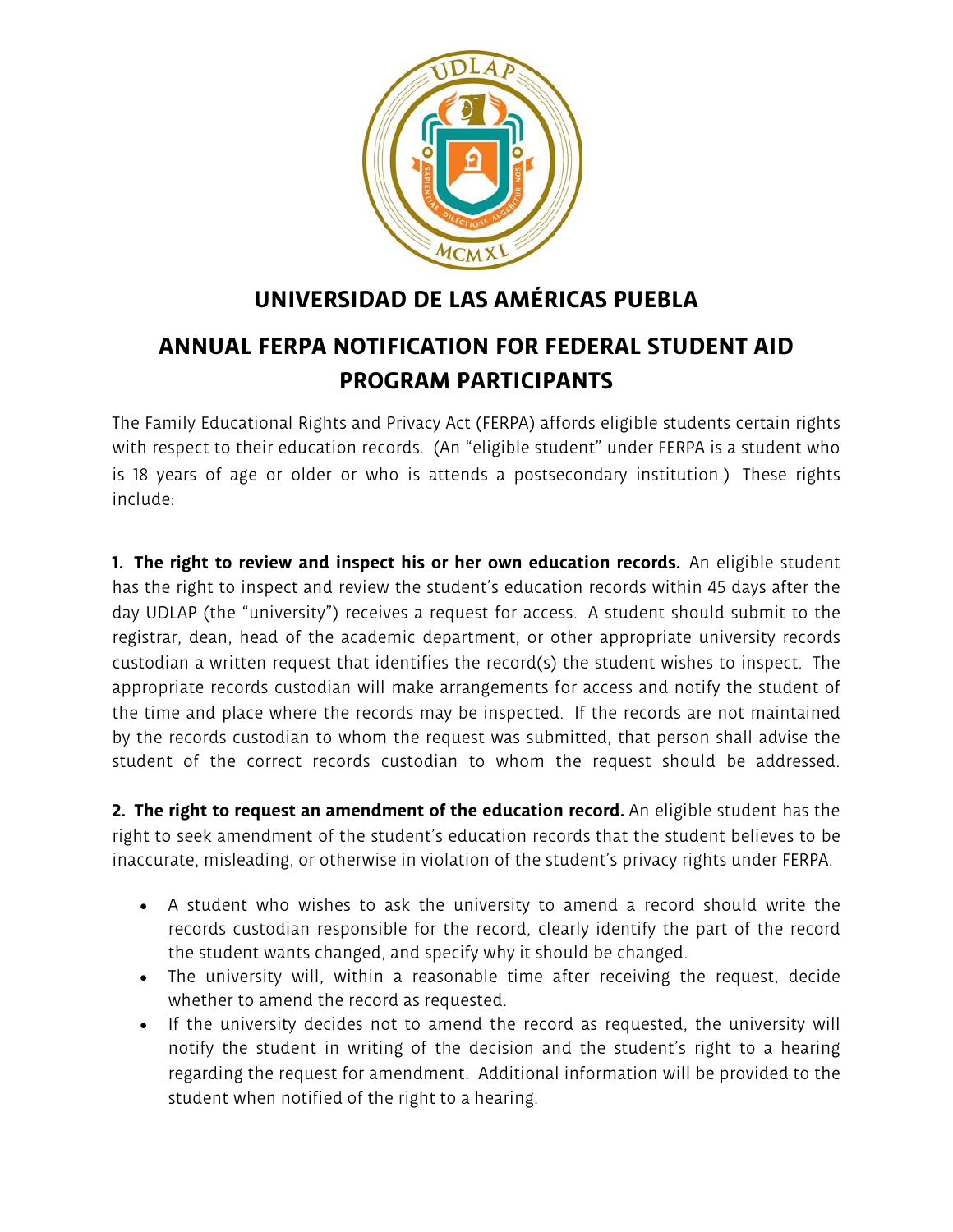# UNIVERSIDAD DE LAS AMÉRICAS PUEBLA

## ANNUAL FERPA NOTIFICATION FOR FEDERAL STUDENT AID PROGRAM PARTICIPANTS

The Family Educational Rights and Privacy Act (FERPA) affords eligible students certain rights with respect to their education records. (An "eligible student" under FERPA is a student who is 18 years of age or older or who is attends a postsecondary institution.) These rights include:

**1. The right to review and inspect his or her own education records.** An eligible student has the right to inspect and review the student's education records within 45 days after the day UDLAP (the "university") receives a request for access. A student should submit to the registrar, dean, head of the academic department, or other appropriate university records custodian a written request that identifies the record(s) the student wishes to inspect. The appropriate records custodian will make arrangements for access and notify the student of the time and place where the records may be inspected. If the records are not maintained by the records custodian to whom the request was submitted, that person shall advise the student of the correct records custodian to whom the request should be addressed.

**2. The right to request an amendment of the education record.** An eligible student has the right to seek amendment of the student's education records that the student believes to be inaccurate, misleading, or otherwise in violation of the student's privacy rights under FERPA.

- A student who wishes to ask the university to amend a record should write the records custodian responsible for the record, clearly identify the part of the record the student wants changed, and specify why it should be changed.
- The university will, within a reasonable time after receiving the request, decide whether to amend the record as requested.
- If the university decides not to amend the record as requested, the university will notify the student in writing of the decision and the student's right to a hearing regarding the request for amendment. Additional information will be provided to the student when notified of the right to a hearing.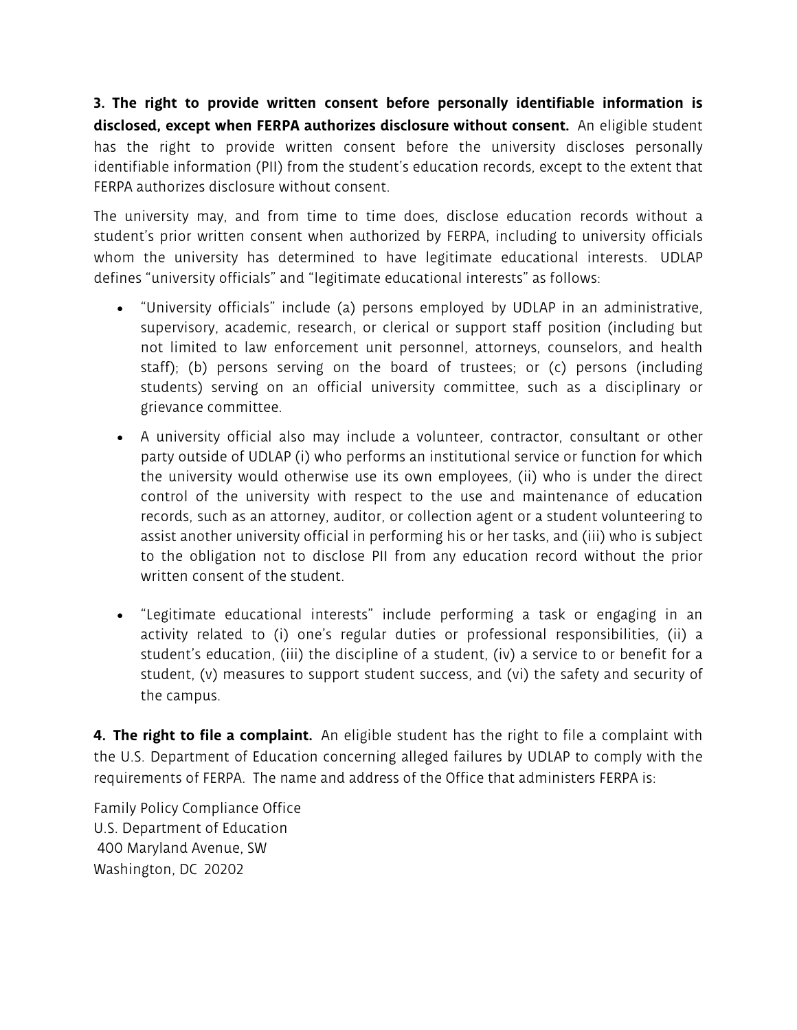**3. The right to provide written consent before personally identifiable information is disclosed, except when FERPA authorizes disclosure without consent.** An eligible student has the right to provide written consent before the university discloses personally identifiable information (PII) from the student's education records, except to the extent that FERPA authorizes disclosure without consent.

The university may, and from time to time does, disclose education records without a student's prior written consent when authorized by FERPA, including to university officials whom the university has determined to have legitimate educational interests. UDLAP defines "university officials" and "legitimate educational interests" as follows:

- "University officials" include (a) persons employed by UDLAP in an administrative, supervisory, academic, research, or clerical or support staff position (including but not limited to law enforcement unit personnel, attorneys, counselors, and health staff); (b) persons serving on the board of trustees; or (c) persons (including students) serving on an official university committee, such as a disciplinary or grievance committee.
- A university official also may include a volunteer, contractor, consultant or other party outside of UDLAP (i) who performs an institutional service or function for which the university would otherwise use its own employees, (ii) who is under the direct control of the university with respect to the use and maintenance of education records, such as an attorney, auditor, or collection agent or a student volunteering to assist another university official in performing his or her tasks, and (iii) who is subject to the obligation not to disclose PII from any education record without the prior written consent of the student.
- "Legitimate educational interests" include performing a task or engaging in an activity related to (i) one's regular duties or professional responsibilities, (ii) a student's education, (iii) the discipline of a student, (iv) a service to or benefit for a student, (v) measures to support student success, and (vi) the safety and security of the campus.

**4. The right to file a complaint.** An eligible student has the right to file a complaint with the U.S. Department of Education concerning alleged failures by UDLAP to comply with the requirements of FERPA. The name and address of the Office that administers FERPA is:

Family Policy Compliance Office
U.S. Department of Education
400 Maryland Avenue, SW
Washington, DC 20202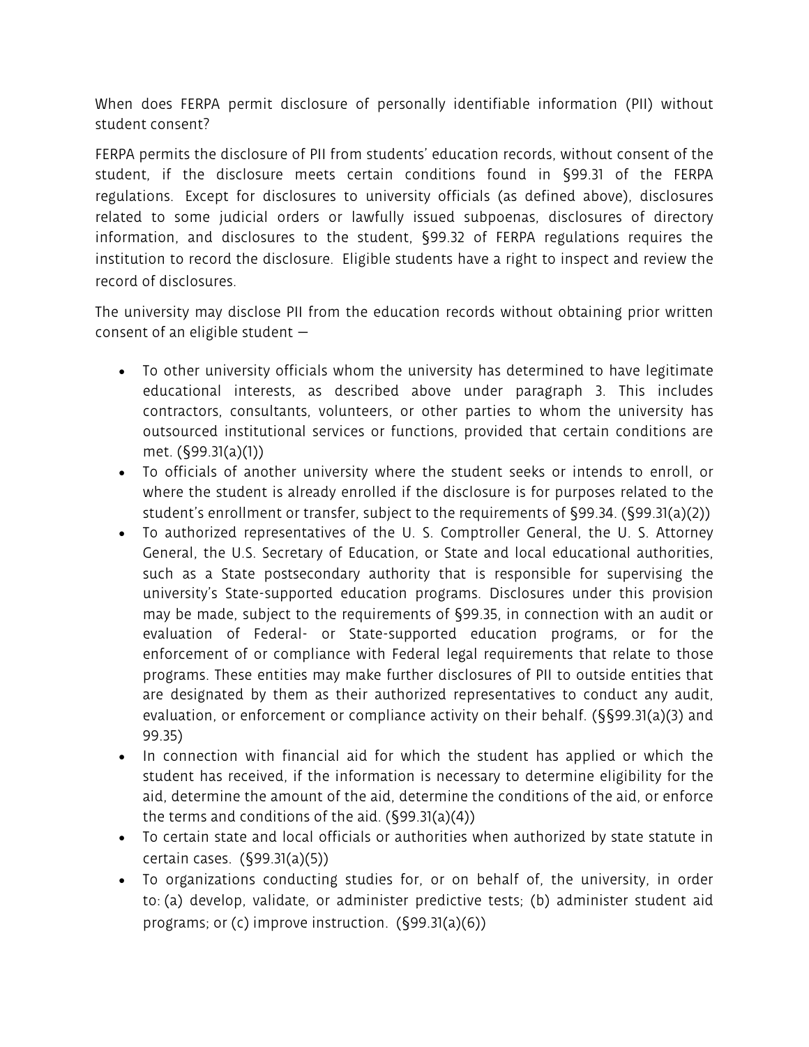When does FERPA permit disclosure of personally identifiable information (PII) without student consent?

FERPA permits the disclosure of PII from students' education records, without consent of the student, if the disclosure meets certain conditions found in §99.31 of the FERPA regulations. Except for disclosures to university officials (as defined above), disclosures related to some judicial orders or lawfully issued subpoenas, disclosures of directory information, and disclosures to the student, §99.32 of FERPA regulations requires the institution to record the disclosure. Eligible students have a right to inspect and review the record of disclosures.

The university may disclose PII from the education records without obtaining prior written consent of an eligible student —

- To other university officials whom the university has determined to have legitimate educational interests, as described above under paragraph 3. This includes contractors, consultants, volunteers, or other parties to whom the university has outsourced institutional services or functions, provided that certain conditions are met. (§99.31(a)(1))
- To officials of another university where the student seeks or intends to enroll, or where the student is already enrolled if the disclosure is for purposes related to the student's enrollment or transfer, subject to the requirements of §99.34. (§99.31(a)(2))
- To authorized representatives of the U. S. Comptroller General, the U. S. Attorney General, the U.S. Secretary of Education, or State and local educational authorities, such as a State postsecondary authority that is responsible for supervising the university's State-supported education programs. Disclosures under this provision may be made, subject to the requirements of §99.35, in connection with an audit or evaluation of Federal- or State-supported education programs, or for the enforcement of or compliance with Federal legal requirements that relate to those programs. These entities may make further disclosures of PII to outside entities that are designated by them as their authorized representatives to conduct any audit, evaluation, or enforcement or compliance activity on their behalf. (§§99.31(a)(3) and 99.35)
- In connection with financial aid for which the student has applied or which the student has received, if the information is necessary to determine eligibility for the aid, determine the amount of the aid, determine the conditions of the aid, or enforce the terms and conditions of the aid. (§99.31(a)(4))
- To certain state and local officials or authorities when authorized by state statute in certain cases. (§99.31(a)(5))
- To organizations conducting studies for, or on behalf of, the university, in order to: (a) develop, validate, or administer predictive tests; (b) administer student aid programs; or (c) improve instruction. (§99.31(a)(6))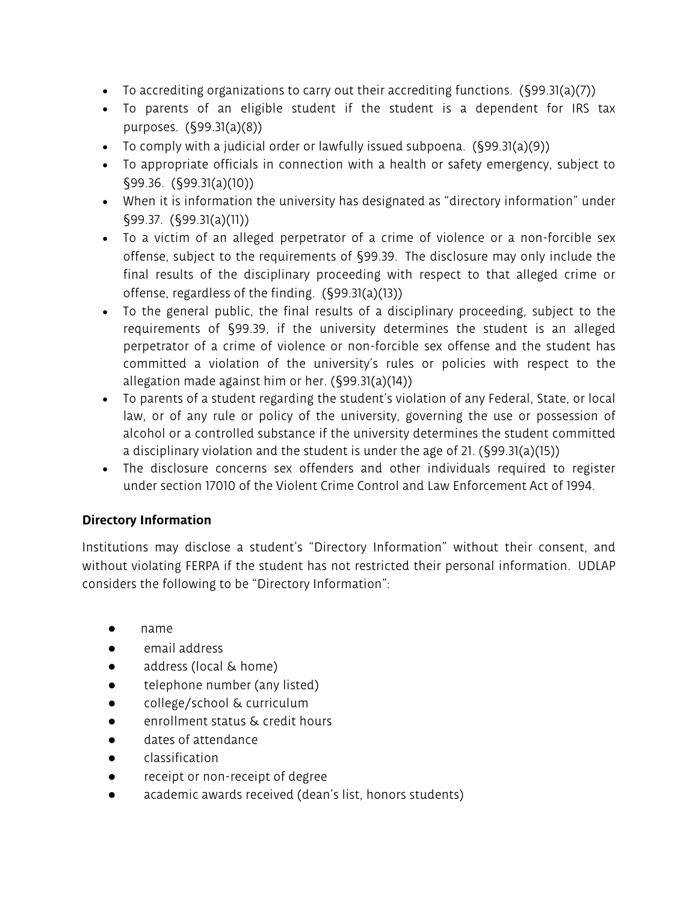- To accrediting organizations to carry out their accrediting functions. (§99.31(a)(7))
- To parents of an eligible student if the student is a dependent for IRS tax purposes. (§99.31(a)(8))
- To comply with a judicial order or lawfully issued subpoena. (§99.31(a)(9))
- To appropriate officials in connection with a health or safety emergency, subject to §99.36. (§99.31(a)(10))
- When it is information the university has designated as "directory information" under §99.37. (§99.31(a)(11))
- To a victim of an alleged perpetrator of a crime of violence or a non-forcible sex offense, subject to the requirements of §99.39. The disclosure may only include the final results of the disciplinary proceeding with respect to that alleged crime or offense, regardless of the finding. (§99.31(a)(13))
- To the general public, the final results of a disciplinary proceeding, subject to the requirements of §99.39, if the university determines the student is an alleged perpetrator of a crime of violence or non-forcible sex offense and the student has committed a violation of the university's rules or policies with respect to the allegation made against him or her. (§99.31(a)(14))
- To parents of a student regarding the student's violation of any Federal, State, or local law, or of any rule or policy of the university, governing the use or possession of alcohol or a controlled substance if the university determines the student committed a disciplinary violation and the student is under the age of 21. (§99.31(a)(15))
- The disclosure concerns sex offenders and other individuals required to register under section 17010 of the Violent Crime Control and Law Enforcement Act of 1994.

**Directory Information**

Institutions may disclose a student's "Directory Information" without their consent, and without violating FERPA if the student has not restricted their personal information. UDLAP considers the following to be "Directory Information":

- name
- email address
- address (local & home)
- telephone number (any listed)
- college/school & curriculum
- enrollment status & credit hours
- dates of attendance
- classification
- receipt or non-receipt of degree
- academic awards received (dean's list, honors students)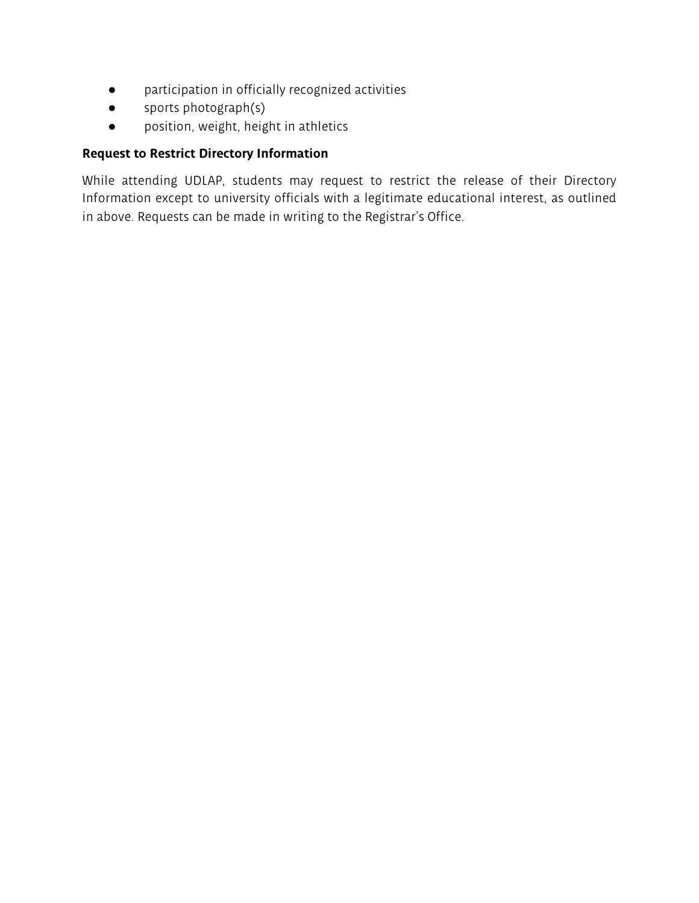- participation in officially recognized activities
- sports photograph(s)
- position, weight, height in athletics

**Request to Restrict Directory Information**

While attending UDLAP, students may request to restrict the release of their Directory Information except to university officials with a legitimate educational interest, as outlined in above. Requests can be made in writing to the Registrar's Office.